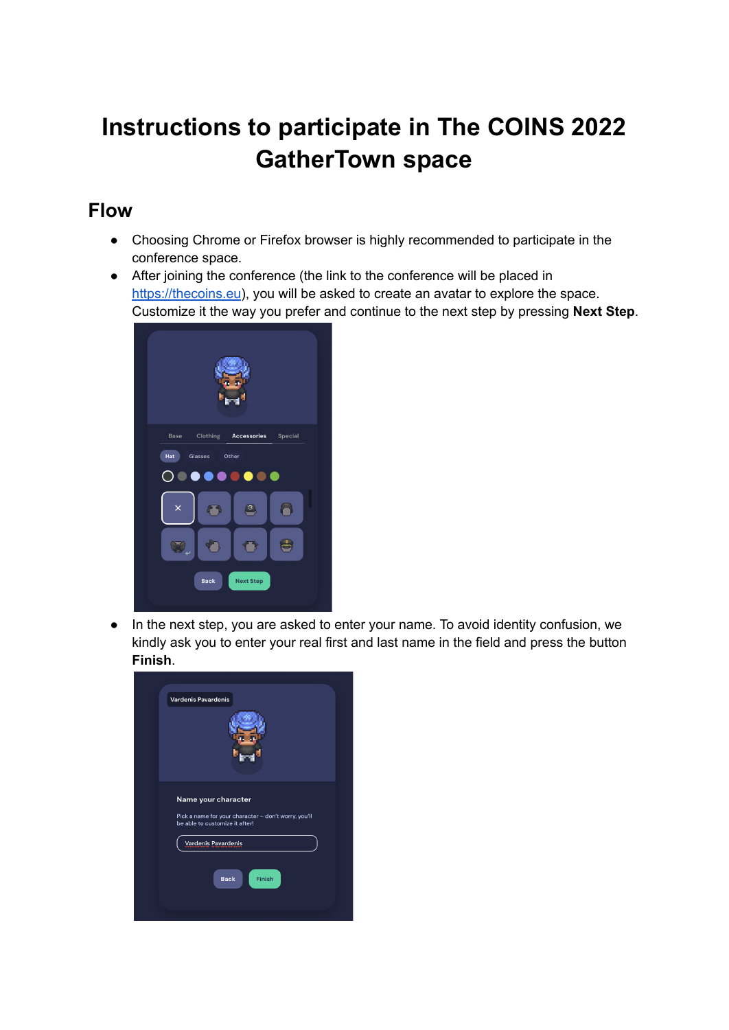# Instructions to participate in The COINS 2022 GatherTown space

## Flow

- Choosing Chrome or Firefox browser is highly recommended to participate in the conference space.
- After joining the conference (the link to the conference will be placed in https://thecoins.eu), you will be asked to create an avatar to explore the space. Customize it the way you prefer and continue to the next step by pressing **Next Step**.
- In the next step, you are asked to enter your name. To avoid identity confusion, we kindly ask you to enter your real first and last name in the field and press the button **Finish**.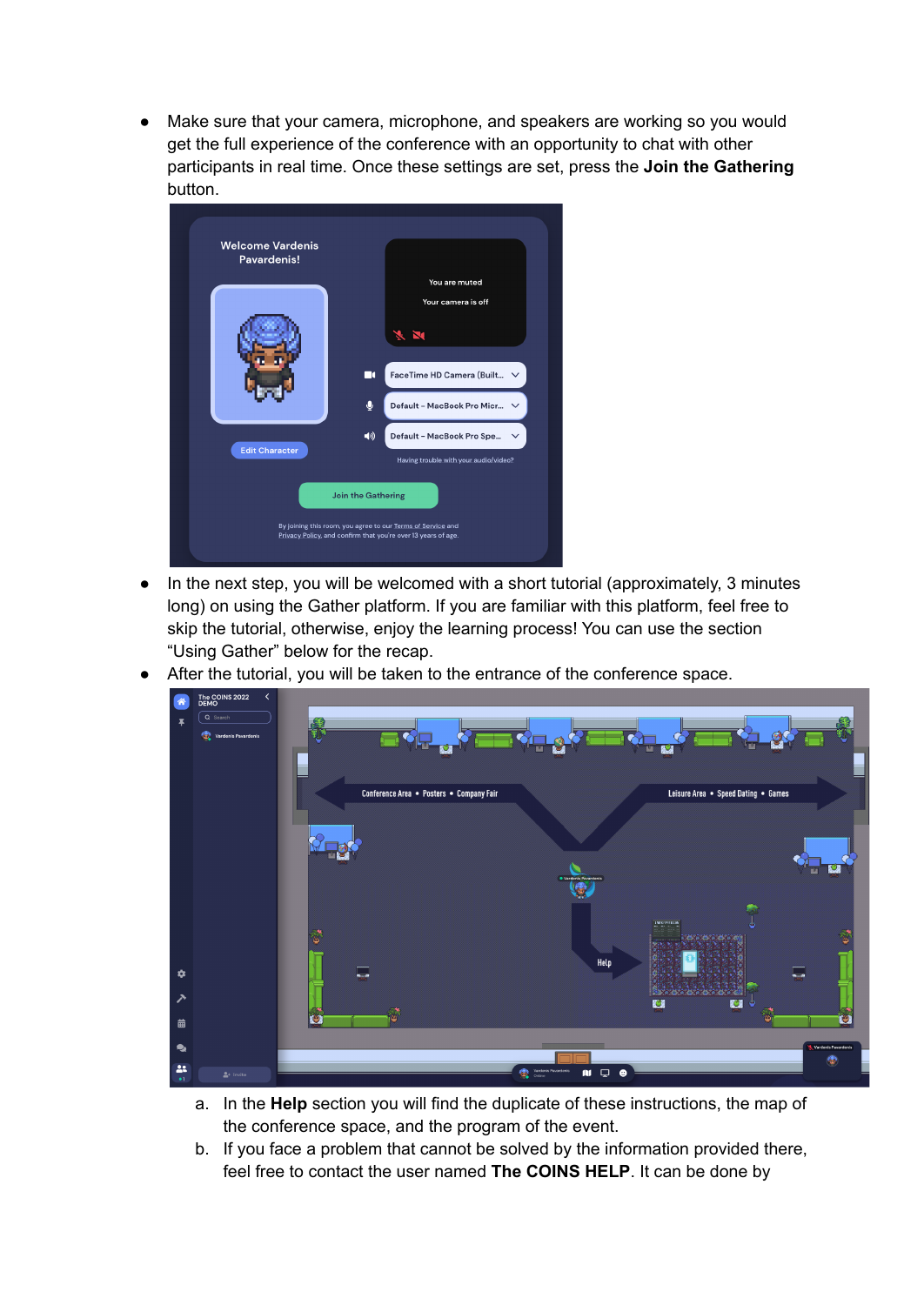- Make sure that your camera, microphone, and speakers are working so you would get the full experience of the conference with an opportunity to chat with other participants in real time. Once these settings are set, press the **Join the Gathering** button.
- In the next step, you will be welcomed with a short tutorial (approximately, 3 minutes long) on using the Gather platform. If you are familiar with this platform, feel free to skip the tutorial, otherwise, enjoy the learning process! You can use the section “Using Gather” below for the recap.
- After the tutorial, you will be taken to the entrance of the conference space.
    a. In the **Help** section you will find the duplicate of these instructions, the map of the conference space, and the program of the event.
    b. If you face a problem that cannot be solved by the information provided there, feel free to contact the user named **The COINS HELP**. It can be done by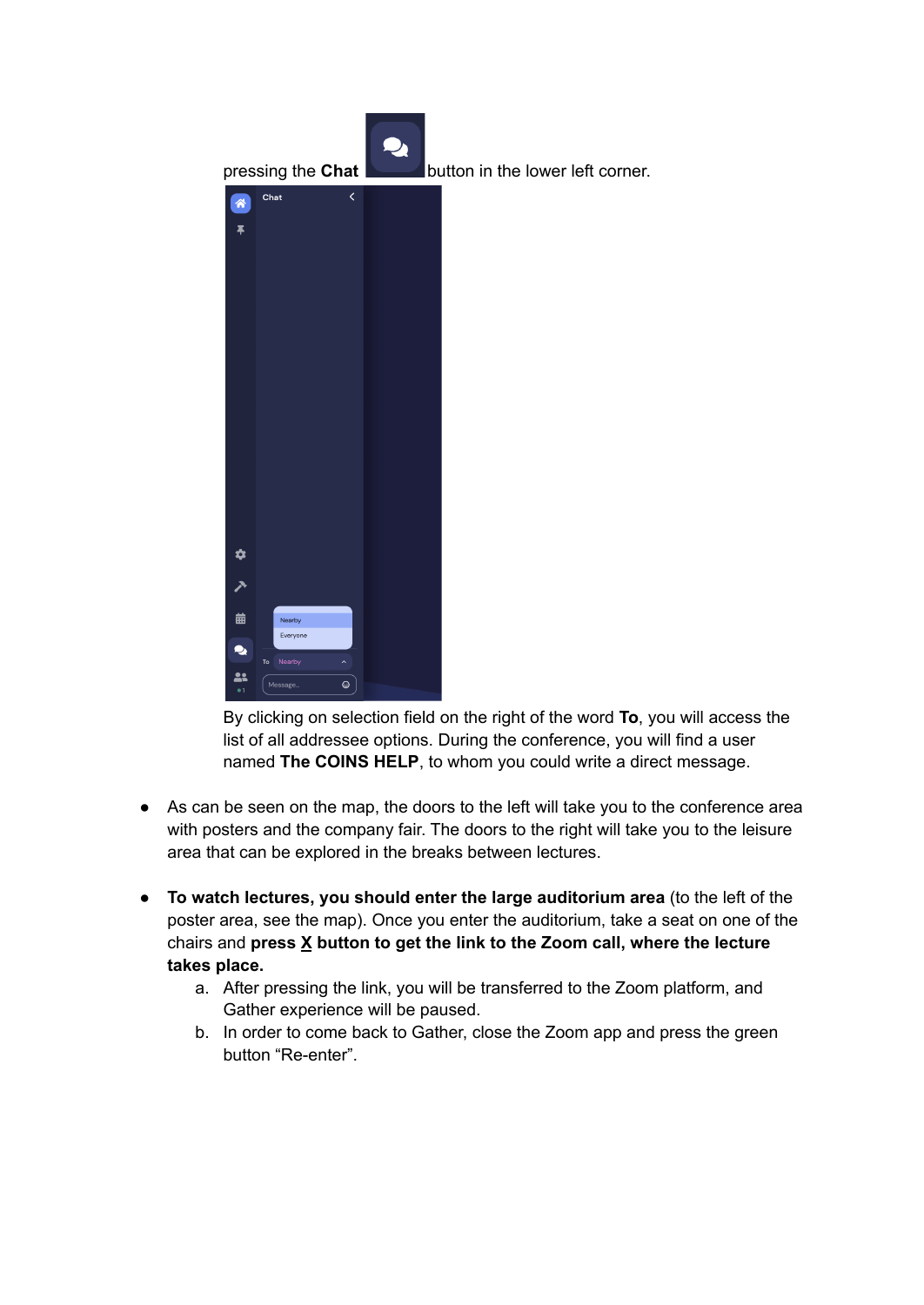pressing the **Chat** button in the lower left corner.

By clicking on selection field on the right of the word **To**, you will access the list of all addressee options. During the conference, you will find a user named **The COINS HELP**, to whom you could write a direct message.

- As can be seen on the map, the doors to the left will take you to the conference area with posters and the company fair. The doors to the right will take you to the leisure area that can be explored in the breaks between lectures.

- **To watch lectures, you should enter the large auditorium area** (to the left of the poster area, see the map). Once you enter the auditorium, take a seat on one of the chairs and **press X button to get the link to the Zoom call, where the lecture takes place.**
  a. After pressing the link, you will be transferred to the Zoom platform, and Gather experience will be paused.
  b. In order to come back to Gather, close the Zoom app and press the green button "Re-enter".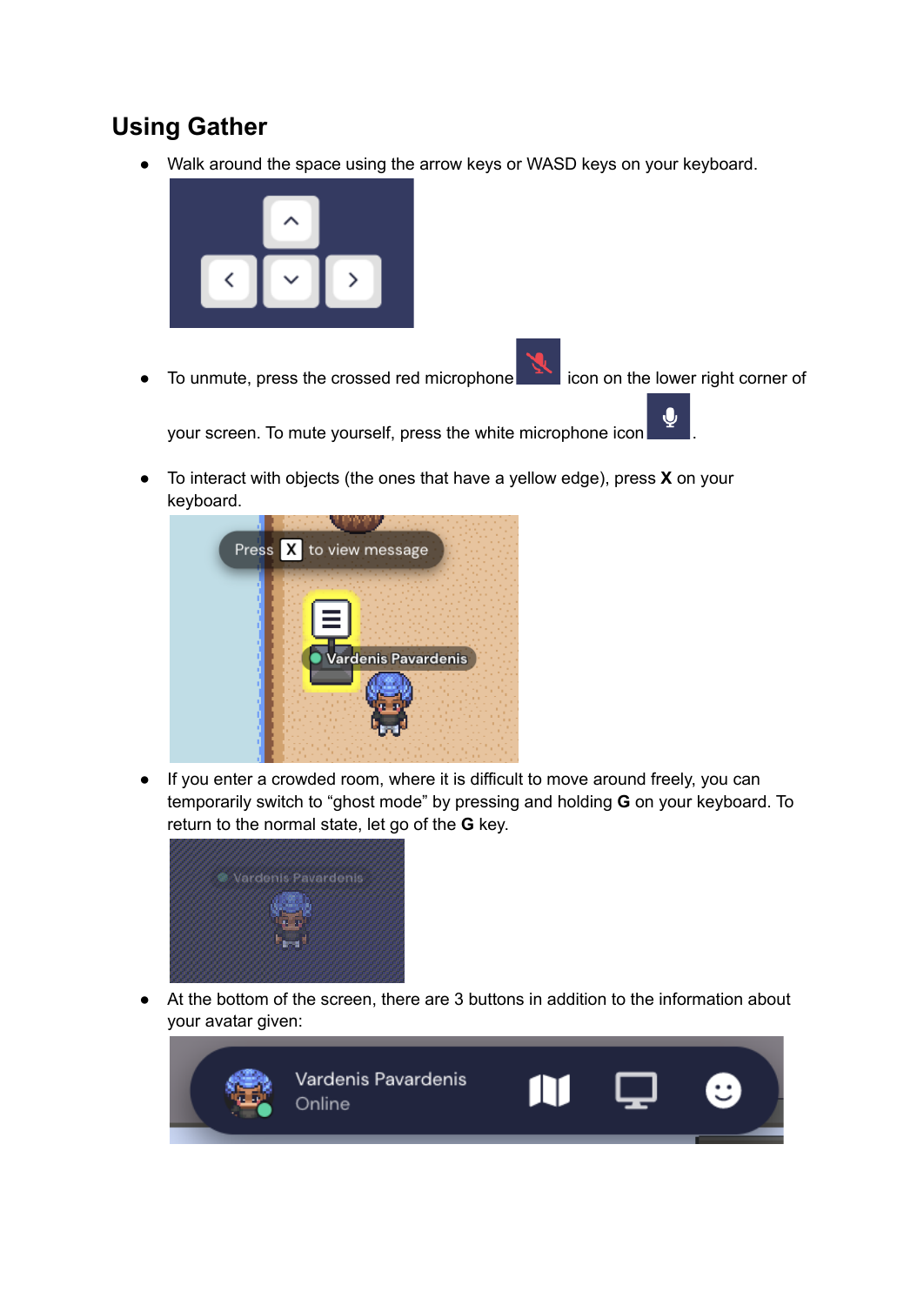## Using Gather

- Walk around the space using the arrow keys or WASD keys on your keyboard.

- To unmute, press the crossed red microphone icon on the lower right corner of your screen. To mute yourself, press the white microphone icon .

- To interact with objects (the ones that have a yellow edge), press **X** on your keyboard.

- If you enter a crowded room, where it is difficult to move around freely, you can temporarily switch to “ghost mode” by pressing and holding **G** on your keyboard. To return to the normal state, let go of the **G** key.

- At the bottom of the screen, there are 3 buttons in addition to the information about your avatar given: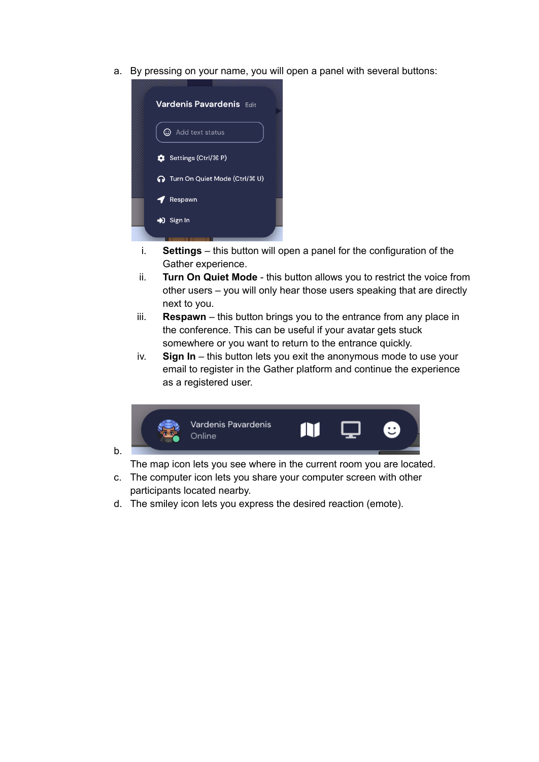a. By pressing on your name, you will open a panel with several buttons:

    i. **Settings** – this button will open a panel for the configuration of the Gather experience.
    ii. **Turn On Quiet Mode** - this button allows you to restrict the voice from other users – you will only hear those users speaking that are directly next to you.
    iii. **Respawn** – this button brings you to the entrance from any place in the conference. This can be useful if your avatar gets stuck somewhere or you want to return to the entrance quickly.
    iv. **Sign In** – this button lets you exit the anonymous mode to use your email to register in the Gather platform and continue the experience as a registered user.

b. The map icon lets you see where in the current room you are located.

c. The computer icon lets you share your computer screen with other participants located nearby.

d. The smiley icon lets you express the desired reaction (emote).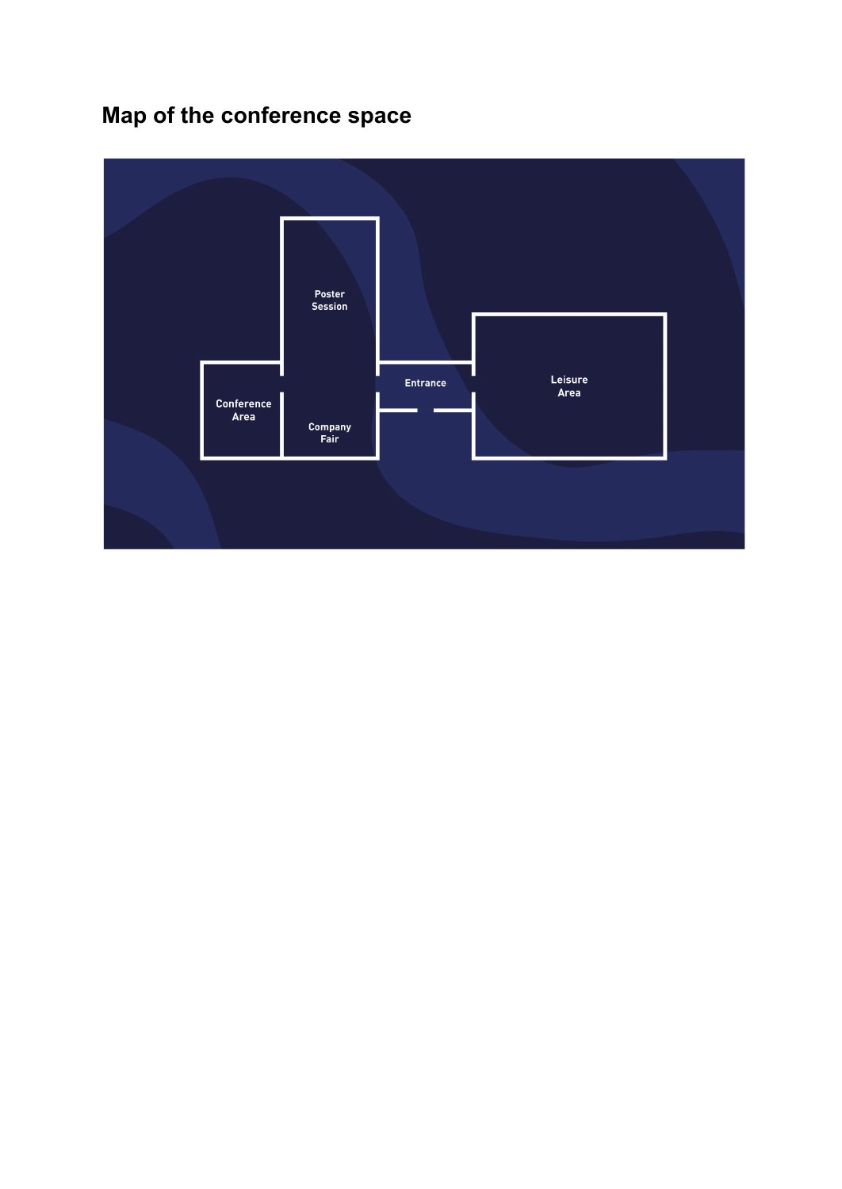## Map of the conference space

Poster Session

Conference Area

Company Fair

Entrance

Leisure Area